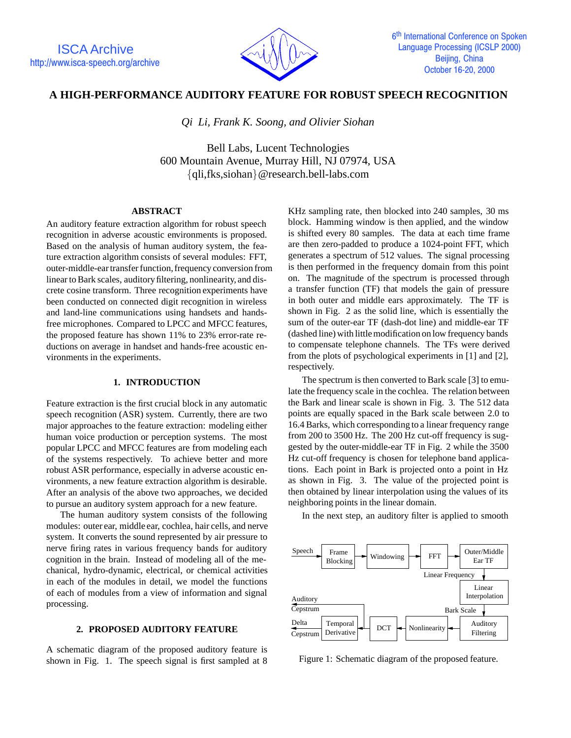# A HIGH-PERFORMANCE AUDITORY FEATURE FOR ROBUST SPEECH RECOGNITION

*Qi Li, Frank K. Soong, and Olivier Siohan*

Bell Labs, Lucent Technologies
600 Mountain Avenue, Murray Hill, NJ 07974, USA
{qli,fks,siohan}@research.bell-labs.com

## ABSTRACT

An auditory feature extraction algorithm for robust speech recognition in adverse acoustic environments is proposed. Based on the analysis of human auditory system, the feature extraction algorithm consists of several modules: FFT, outer-middle-ear transfer function, frequency conversion from linear to Bark scales, auditory filtering, nonlinearity, and discrete cosine transform. Three recognition experiments have been conducted on connected digit recognition in wireless and land-line communications using handsets and hands-free microphones. Compared to LPCC and MFCC features, the proposed feature has shown 11% to 23% error-rate reductions on average in handset and hands-free acoustic environments in the experiments.

## 1. INTRODUCTION

Feature extraction is the first crucial block in any automatic speech recognition (ASR) system. Currently, there are two major approaches to the feature extraction: modeling either human voice production or perception systems. The most popular LPCC and MFCC features are from modeling each of the systems respectively. To achieve better and more robust ASR performance, especially in adverse acoustic environments, a new feature extraction algorithm is desirable. After an analysis of the above two approaches, we decided to pursue an auditory system approach for a new feature.

The human auditory system consists of the following modules: outer ear, middle ear, cochlea, hair cells, and nerve system. It converts the sound represented by air pressure to nerve firing rates in various frequency bands for auditory cognition in the brain. Instead of modeling all of the mechanical, hydro-dynamic, electrical, or chemical activities in each of the modules in detail, we model the functions of each of modules from a view of information and signal processing.

## 2. PROPOSED AUDITORY FEATURE

A schematic diagram of the proposed auditory feature is shown in Fig. 1. The speech signal is first sampled at 8 KHz sampling rate, then blocked into 240 samples, 30 ms block. Hamming window is then applied, and the window is shifted every 80 samples. The data at each time frame are then zero-padded to produce a 1024-point FFT, which generates a spectrum of 512 values. The signal processing is then performed in the frequency domain from this point on. The magnitude of the spectrum is processed through a transfer function (TF) that models the gain of pressure in both outer and middle ears approximately. The TF is shown in Fig. 2 as the solid line, which is essentially the sum of the outer-ear TF (dash-dot line) and middle-ear TF (dashed line) with little modification on low frequency bands to compensate telephone channels. The TFs were derived from the plots of psychological experiments in [1] and [2], respectively.

The spectrum is then converted to Bark scale [3] to emulate the frequency scale in the cochlea. The relation between the Bark and linear scale is shown in Fig. 3. The 512 data points are equally spaced in the Bark scale between 2.0 to 16.4 Barks, which corresponding to a linear frequency range from 200 to 3500 Hz. The 200 Hz cut-off frequency is suggested by the outer-middle-ear TF in Fig. 2 while the 3500 Hz cut-off frequency is chosen for telephone band applications. Each point in Bark is projected onto a point in Hz as shown in Fig. 3. The value of the projected point is then obtained by linear interpolation using the values of its neighboring points in the linear domain.

In the next step, an auditory filter is applied to smooth

Speech → Frame Blocking → Windowing → FFT → Outer/Middle Ear TF → (Linear Frequency) → Linear Interpolation → (Bark Scale) → Auditory Filtering → Nonlinearity → DCT → Auditory Cepstrum; DCT → Temporal Derivative → Delta Cepstrum

Figure 1: Schematic diagram of the proposed feature.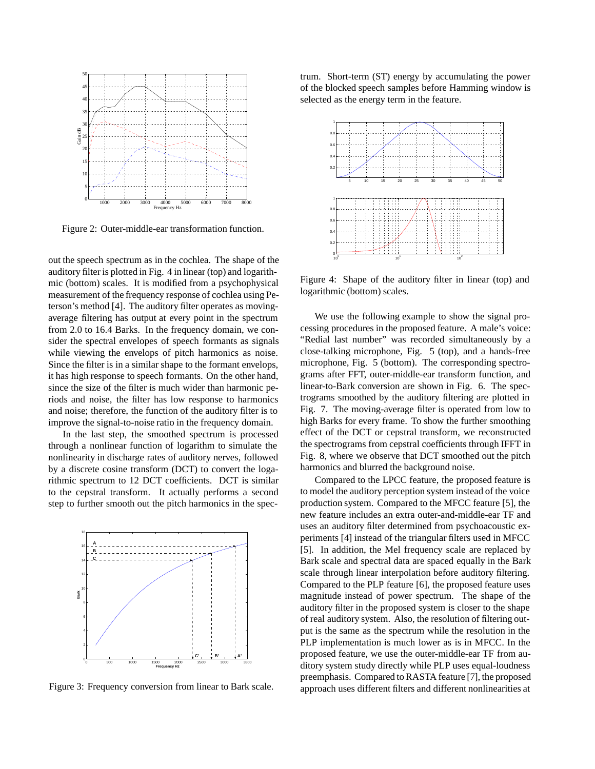Figure 2: Outer-middle-ear transformation function.

out the speech spectrum as in the cochlea. The shape of the auditory filter is plotted in Fig. 4 in linear (top) and logarithmic (bottom) scales. It is modified from a psychophysical measurement of the frequency response of cochlea using Peterson's method [4]. The auditory filter operates as moving-average filtering has output at every point in the spectrum from 2.0 to 16.4 Barks. In the frequency domain, we consider the spectral envelopes of speech formants as signals while viewing the envelops of pitch harmonics as noise. Since the filter is in a similar shape to the formant envelops, it has high response to speech formants. On the other hand, since the size of the filter is much wider than harmonic periods and noise, the filter has low response to harmonics and noise; therefore, the function of the auditory filter is to improve the signal-to-noise ratio in the frequency domain.

In the last step, the smoothed spectrum is processed through a nonlinear function of logarithm to simulate the nonlinearity in discharge rates of auditory nerves, followed by a discrete cosine transform (DCT) to convert the logarithmic spectrum to 12 DCT coefficients. DCT is similar to the cepstral transform. It actually performs a second step to further smooth out the pitch harmonics in the spectrum. Short-term (ST) energy by accumulating the power of the blocked speech samples before Hamming window is selected as the energy term in the feature.

Figure 3: Frequency conversion from linear to Bark scale.

Figure 4: Shape of the auditory filter in linear (top) and logarithmic (bottom) scales.

We use the following example to show the signal processing procedures in the proposed feature. A male's voice: "Redial last number" was recorded simultaneously by a close-talking microphone, Fig. 5 (top), and a hands-free microphone, Fig. 5 (bottom). The corresponding spectrograms after FFT, outer-middle-ear transform function, and linear-to-Bark conversion are shown in Fig. 6. The spectrograms smoothed by the auditory filtering are plotted in Fig. 7. The moving-average filter is operated from low to high Barks for every frame. To show the further smoothing effect of the DCT or cepstral transform, we reconstructed the spectrograms from cepstral coefficients through IFFT in Fig. 8, where we observe that DCT smoothed out the pitch harmonics and blurred the background noise.

Compared to the LPCC feature, the proposed feature is to model the auditory perception system instead of the voice production system. Compared to the MFCC feature [5], the new feature includes an extra outer-and-middle-ear TF and uses an auditory filter determined from psychoacoustic experiments [4] instead of the triangular filters used in MFCC [5]. In addition, the Mel frequency scale are replaced by Bark scale and spectral data are spaced equally in the Bark scale through linear interpolation before auditory filtering. Compared to the PLP feature [6], the proposed feature uses magnitude instead of power spectrum. The shape of the auditory filter in the proposed system is closer to the shape of real auditory system. Also, the resolution of filtering output is the same as the spectrum while the resolution in the PLP implementation is much lower as is in MFCC. In the proposed feature, we use the outer-middle-ear TF from auditory system study directly while PLP uses equal-loudness preemphasis. Compared to RASTA feature [7], the proposed approach uses different filters and different nonlinearities at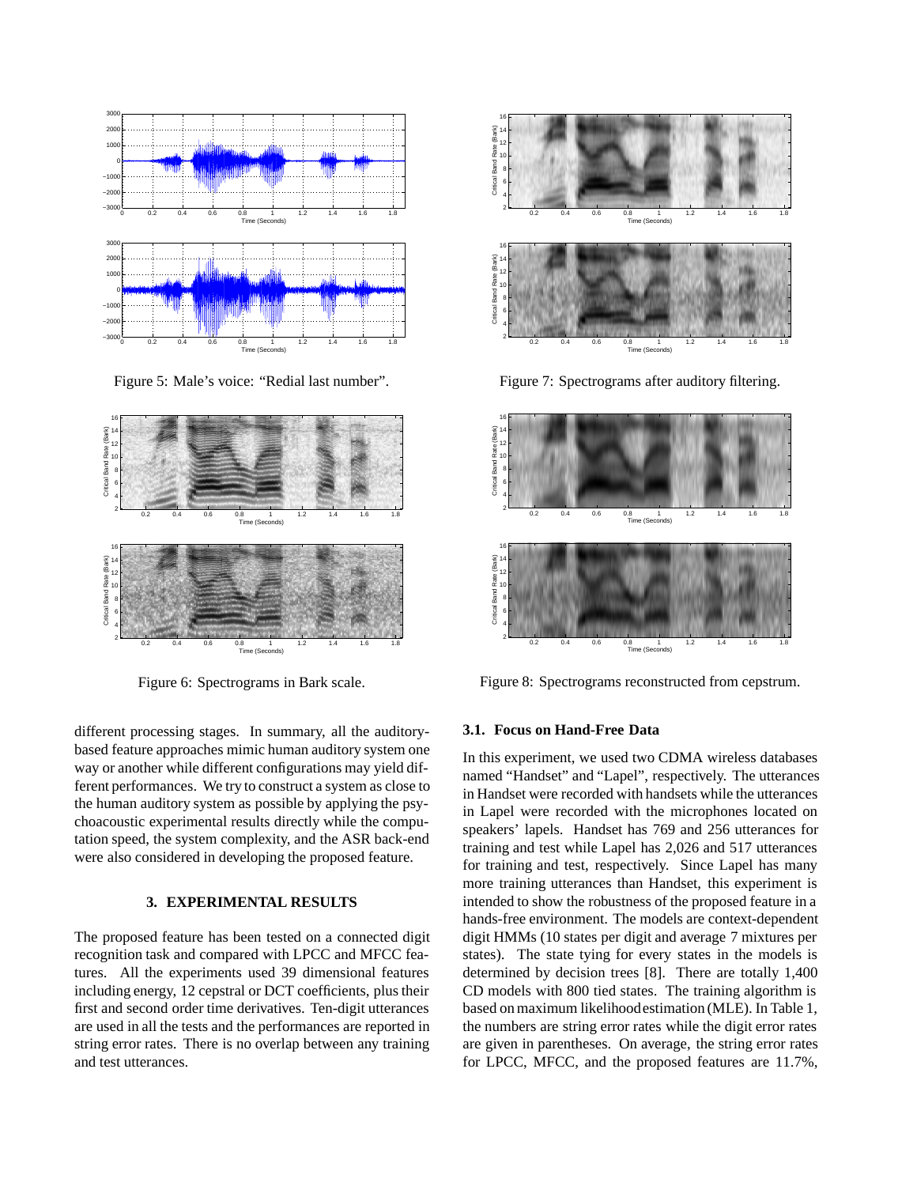Figure 5: Male's voice: "Redial last number".

Figure 6: Spectrograms in Bark scale.

Figure 7: Spectrograms after auditory filtering.

Figure 8: Spectrograms reconstructed from cepstrum.

different processing stages. In summary, all the auditory-based feature approaches mimic human auditory system one way or another while different configurations may yield different performances. We try to construct a system as close to the human auditory system as possible by applying the psychoacoustic experimental results directly while the computation speed, the system complexity, and the ASR back-end were also considered in developing the proposed feature.

## 3. EXPERIMENTAL RESULTS

The proposed feature has been tested on a connected digit recognition task and compared with LPCC and MFCC features. All the experiments used 39 dimensional features including energy, 12 cepstral or DCT coefficients, plus their first and second order time derivatives. Ten-digit utterances are used in all the tests and the performances are reported in string error rates. There is no overlap between any training and test utterances.

### 3.1. Focus on Hand-Free Data

In this experiment, we used two CDMA wireless databases named "Handset" and "Lapel", respectively. The utterances in Handset were recorded with handsets while the utterances in Lapel were recorded with the microphones located on speakers' lapels. Handset has 769 and 256 utterances for training and test while Lapel has 2,026 and 517 utterances for training and test, respectively. Since Lapel has many more training utterances than Handset, this experiment is intended to show the robustness of the proposed feature in a hands-free environment. The models are context-dependent digit HMMs (10 states per digit and average 7 mixtures per states). The state tying for every states in the models is determined by decision trees [8]. There are totally 1,400 CD models with 800 tied states. The training algorithm is based on maximum likelihood estimation (MLE). In Table 1, the numbers are string error rates while the digit error rates are given in parentheses. On average, the string error rates for LPCC, MFCC, and the proposed features are 11.7%,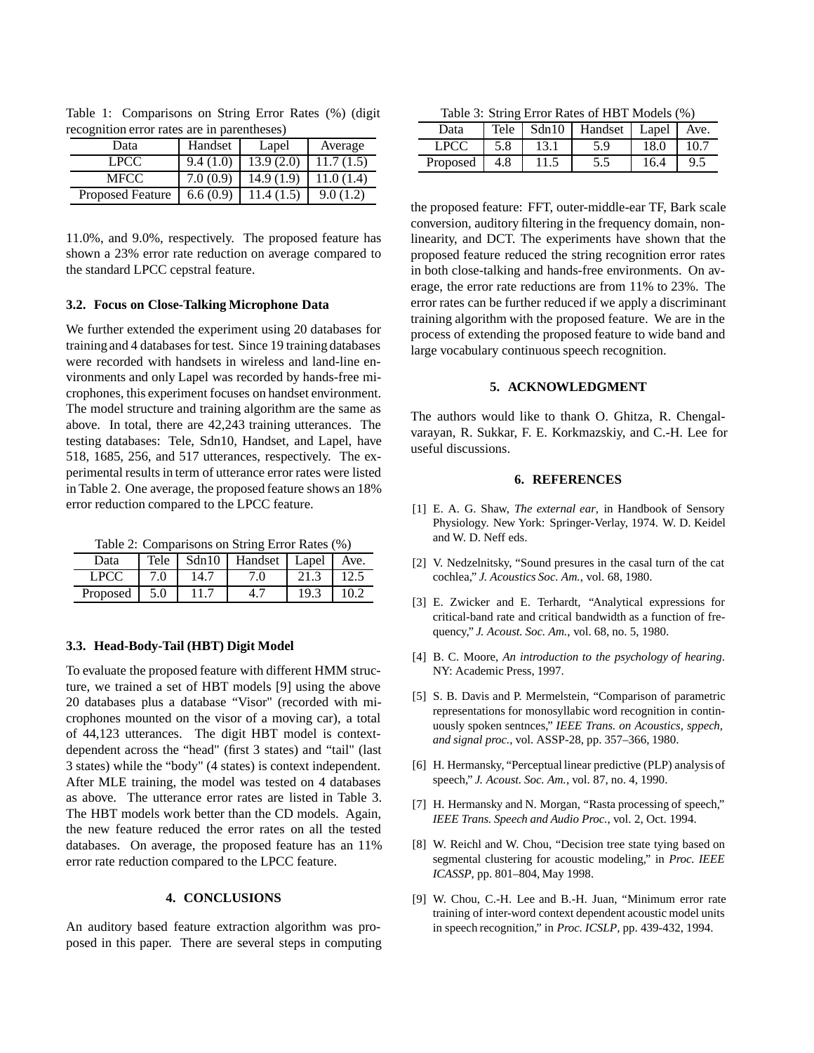Table 1: Comparisons on String Error Rates (%) (digit recognition error rates are in parentheses)

| Data | Handset | Lapel | Average |
|---|---|---|---|
| LPCC | 9.4 (1.0) | 13.9 (2.0) | 11.7 (1.5) |
| MFCC | 7.0 (0.9) | 14.9 (1.9) | 11.0 (1.4) |
| Proposed Feature | 6.6 (0.9) | 11.4 (1.5) | 9.0 (1.2) |

11.0%, and 9.0%, respectively. The proposed feature has shown a 23% error rate reduction on average compared to the standard LPCC cepstral feature.

### 3.2. Focus on Close-Talking Microphone Data

We further extended the experiment using 20 databases for training and 4 databases for test. Since 19 training databases were recorded with handsets in wireless and land-line environments and only Lapel was recorded by hands-free microphones, this experiment focuses on handset environment. The model structure and training algorithm are the same as above. In total, there are 42,243 training utterances. The testing databases: Tele, Sdn10, Handset, and Lapel, have 518, 1685, 256, and 517 utterances, respectively. The experimental results in term of utterance error rates were listed in Table 2. One average, the proposed feature shows an 18% error reduction compared to the LPCC feature.

Table 2: Comparisons on String Error Rates (%)

| Data | Tele | Sdn10 | Handset | Lapel | Ave. |
|---|---|---|---|---|---|
| LPCC | 7.0 | 14.7 | 7.0 | 21.3 | 12.5 |
| Proposed | 5.0 | 11.7 | 4.7 | 19.3 | 10.2 |

### 3.3. Head-Body-Tail (HBT) Digit Model

To evaluate the proposed feature with different HMM structure, we trained a set of HBT models [9] using the above 20 databases plus a database "Visor" (recorded with microphones mounted on the visor of a moving car), a total of 44,123 utterances. The digit HBT model is context-dependent across the "head" (first 3 states) and "tail" (last 3 states) while the "body" (4 states) is context independent. After MLE training, the model was tested on 4 databases as above. The utterance error rates are listed in Table 3. The HBT models work better than the CD models. Again, the new feature reduced the error rates on all the tested databases. On average, the proposed feature has an 11% error rate reduction compared to the LPCC feature.

Table 3: String Error Rates of HBT Models (%)

| Data | Tele | Sdn10 | Handset | Lapel | Ave. |
|---|---|---|---|---|---|
| LPCC | 5.8 | 13.1 | 5.9 | 18.0 | 10.7 |
| Proposed | 4.8 | 11.5 | 5.5 | 16.4 | 9.5 |

## 4. CONCLUSIONS

An auditory based feature extraction algorithm was proposed in this paper. There are several steps in computing the proposed feature: FFT, outer-middle-ear TF, Bark scale conversion, auditory filtering in the frequency domain, non-linearity, and DCT. The experiments have shown that the proposed feature reduced the string recognition error rates in both close-talking and hands-free environments. On average, the error rate reductions are from 11% to 23%. The error rates can be further reduced if we apply a discriminant training algorithm with the proposed feature. We are in the process of extending the proposed feature to wide band and large vocabulary continuous speech recognition.

## 5. ACKNOWLEDGMENT

The authors would like to thank O. Ghitza, R. Chengalvarayan, R. Sukkar, F. E. Korkmazskiy, and C.-H. Lee for useful discussions.

## 6. REFERENCES

[1] E. A. G. Shaw, *The external ear*, in Handbook of Sensory Physiology. New York: Springer-Verlay, 1974. W. D. Keidel and W. D. Neff eds.

[2] V. Nedzelnitsky, "Sound presures in the casal turn of the cat cochlea," *J. Acoustics Soc. Am.*, vol. 68, 1980.

[3] E. Zwicker and E. Terhardt, "Analytical expressions for critical-band rate and critical bandwidth as a function of frequency," *J. Acoust. Soc. Am.*, vol. 68, no. 5, 1980.

[4] B. C. Moore, *An introduction to the psychology of hearing*. NY: Academic Press, 1997.

[5] S. B. Davis and P. Mermelstein, "Comparison of parametric representations for monosyllabic word recognition in continuously spoken sentnces," *IEEE Trans. on Acoustics, sppech, and signal proc.*, vol. ASSP-28, pp. 357–366, 1980.

[6] H. Hermansky, "Perceptual linear predictive (PLP) analysis of speech," *J. Acoust. Soc. Am.*, vol. 87, no. 4, 1990.

[7] H. Hermansky and N. Morgan, "Rasta processing of speech," *IEEE Trans. Speech and Audio Proc.*, vol. 2, Oct. 1994.

[8] W. Reichl and W. Chou, "Decision tree state tying based on segmental clustering for acoustic modeling," in *Proc. IEEE ICASSP*, pp. 801–804, May 1998.

[9] W. Chou, C.-H. Lee and B.-H. Juan, "Minimum error rate training of inter-word context dependent acoustic model units in speech recognition," in *Proc. ICSLP*, pp. 439-432, 1994.